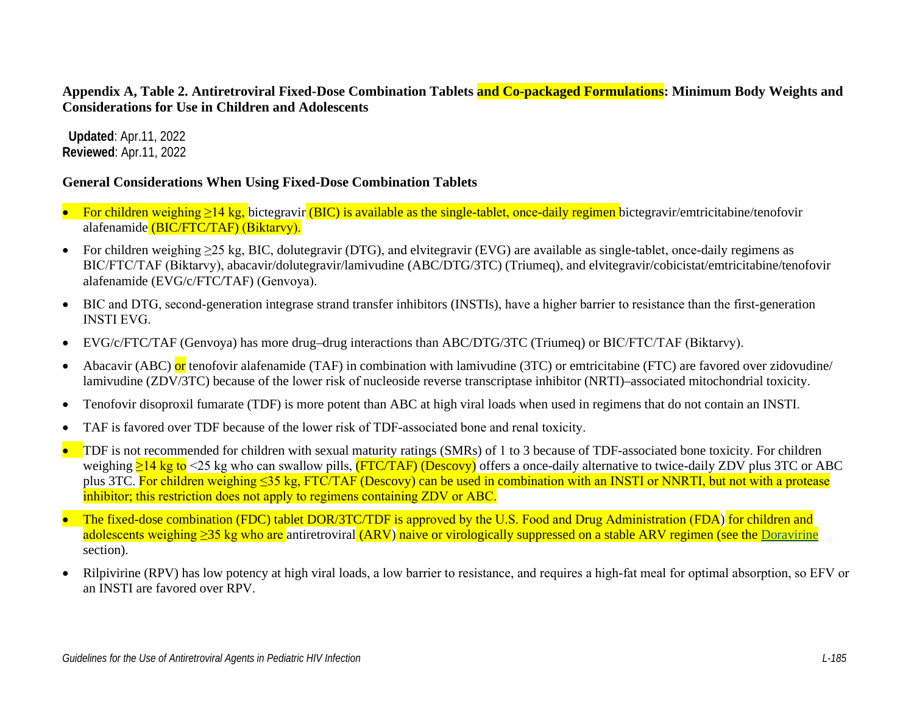**Appendix A, Table 2. Antiretroviral Fixed-Dose Combination Tablets and Co-packaged Formulations: Minimum Body Weights and Considerations for Use in Children and Adolescents**

**Updated**: Apr.11, 2022
**Reviewed**: Apr.11, 2022

**General Considerations When Using Fixed-Dose Combination Tablets**

- For children weighing ≥14 kg, bictegravir (BIC) is available as the single-tablet, once-daily regimen bictegravir/emtricitabine/tenofovir alafenamide (BIC/FTC/TAF) (Biktarvy).
- For children weighing ≥25 kg, BIC, dolutegravir (DTG), and elvitegravir (EVG) are available as single-tablet, once-daily regimens as BIC/FTC/TAF (Biktarvy), abacavir/dolutegravir/lamivudine (ABC/DTG/3TC) (Triumeq), and elvitegravir/cobicistat/emtricitabine/tenofovir alafenamide (EVG/c/FTC/TAF) (Genvoya).
- BIC and DTG, second-generation integrase strand transfer inhibitors (INSTIs), have a higher barrier to resistance than the first-generation INSTI EVG.
- EVG/c/FTC/TAF (Genvoya) has more drug–drug interactions than ABC/DTG/3TC (Triumeq) or BIC/FTC/TAF (Biktarvy).
- Abacavir (ABC) or tenofovir alafenamide (TAF) in combination with lamivudine (3TC) or emtricitabine (FTC) are favored over zidovudine/lamivudine (ZDV/3TC) because of the lower risk of nucleoside reverse transcriptase inhibitor (NRTI)–associated mitochondrial toxicity.
- Tenofovir disoproxil fumarate (TDF) is more potent than ABC at high viral loads when used in regimens that do not contain an INSTI.
- TAF is favored over TDF because of the lower risk of TDF-associated bone and renal toxicity.
- TDF is not recommended for children with sexual maturity ratings (SMRs) of 1 to 3 because of TDF-associated bone toxicity. For children weighing ≥14 kg to <25 kg who can swallow pills, (FTC/TAF) (Descovy) offers a once-daily alternative to twice-daily ZDV plus 3TC or ABC plus 3TC. For children weighing ≤35 kg, FTC/TAF (Descovy) can be used in combination with an INSTI or NNRTI, but not with a protease inhibitor; this restriction does not apply to regimens containing ZDV or ABC.
- The fixed-dose combination (FDC) tablet DOR/3TC/TDF is approved by the U.S. Food and Drug Administration (FDA) for children and adolescents weighing ≥35 kg who are antiretroviral (ARV) naive or virologically suppressed on a stable ARV regimen (see the Doravirine section).
- Rilpivirine (RPV) has low potency at high viral loads, a low barrier to resistance, and requires a high-fat meal for optimal absorption, so EFV or an INSTI are favored over RPV.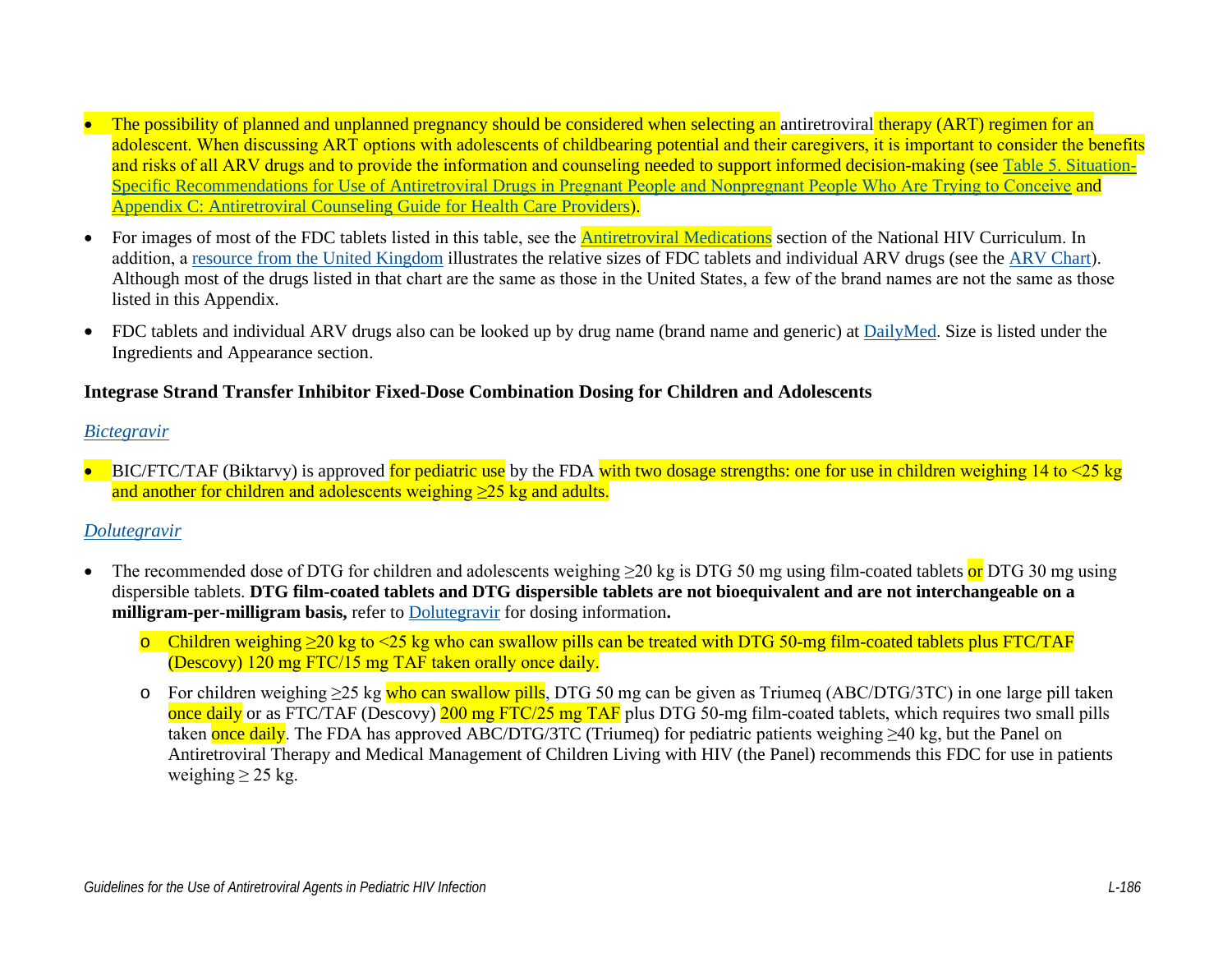- The possibility of planned and unplanned pregnancy should be considered when selecting an antiretroviral therapy (ART) regimen for an adolescent. When discussing ART options with adolescents of childbearing potential and their caregivers, it is important to consider the benefits and risks of all ARV drugs and to provide the information and counseling needed to support informed decision-making (see Table 5. Situation-Specific Recommendations for Use of Antiretroviral Drugs in Pregnant People and Nonpregnant People Who Are Trying to Conceive and Appendix C: Antiretroviral Counseling Guide for Health Care Providers).
- For images of most of the FDC tablets listed in this table, see the Antiretroviral Medications section of the National HIV Curriculum. In addition, a resource from the United Kingdom illustrates the relative sizes of FDC tablets and individual ARV drugs (see the ARV Chart). Although most of the drugs listed in that chart are the same as those in the United States, a few of the brand names are not the same as those listed in this Appendix.
- FDC tablets and individual ARV drugs also can be looked up by drug name (brand name and generic) at DailyMed. Size is listed under the Ingredients and Appearance section.

**Integrase Strand Transfer Inhibitor Fixed-Dose Combination Dosing for Children and Adolescents**

*Bictegravir*

- BIC/FTC/TAF (Biktarvy) is approved for pediatric use by the FDA with two dosage strengths: one for use in children weighing 14 to <25 kg and another for children and adolescents weighing ≥25 kg and adults.

*Dolutegravir*

- The recommended dose of DTG for children and adolescents weighing ≥20 kg is DTG 50 mg using film-coated tablets or DTG 30 mg using dispersible tablets. **DTG film-coated tablets and DTG dispersible tablets are not bioequivalent and are not interchangeable on a milligram-per-milligram basis,** refer to Dolutegravir for dosing information**.**
  - Children weighing ≥20 kg to <25 kg who can swallow pills can be treated with DTG 50-mg film-coated tablets plus FTC/TAF (Descovy) 120 mg FTC/15 mg TAF taken orally once daily.
  - For children weighing ≥25 kg who can swallow pills, DTG 50 mg can be given as Triumeq (ABC/DTG/3TC) in one large pill taken once daily or as FTC/TAF (Descovy) 200 mg FTC/25 mg TAF plus DTG 50-mg film-coated tablets, which requires two small pills taken once daily. The FDA has approved ABC/DTG/3TC (Triumeq) for pediatric patients weighing ≥40 kg, but the Panel on Antiretroviral Therapy and Medical Management of Children Living with HIV (the Panel) recommends this FDC for use in patients weighing ≥ 25 kg.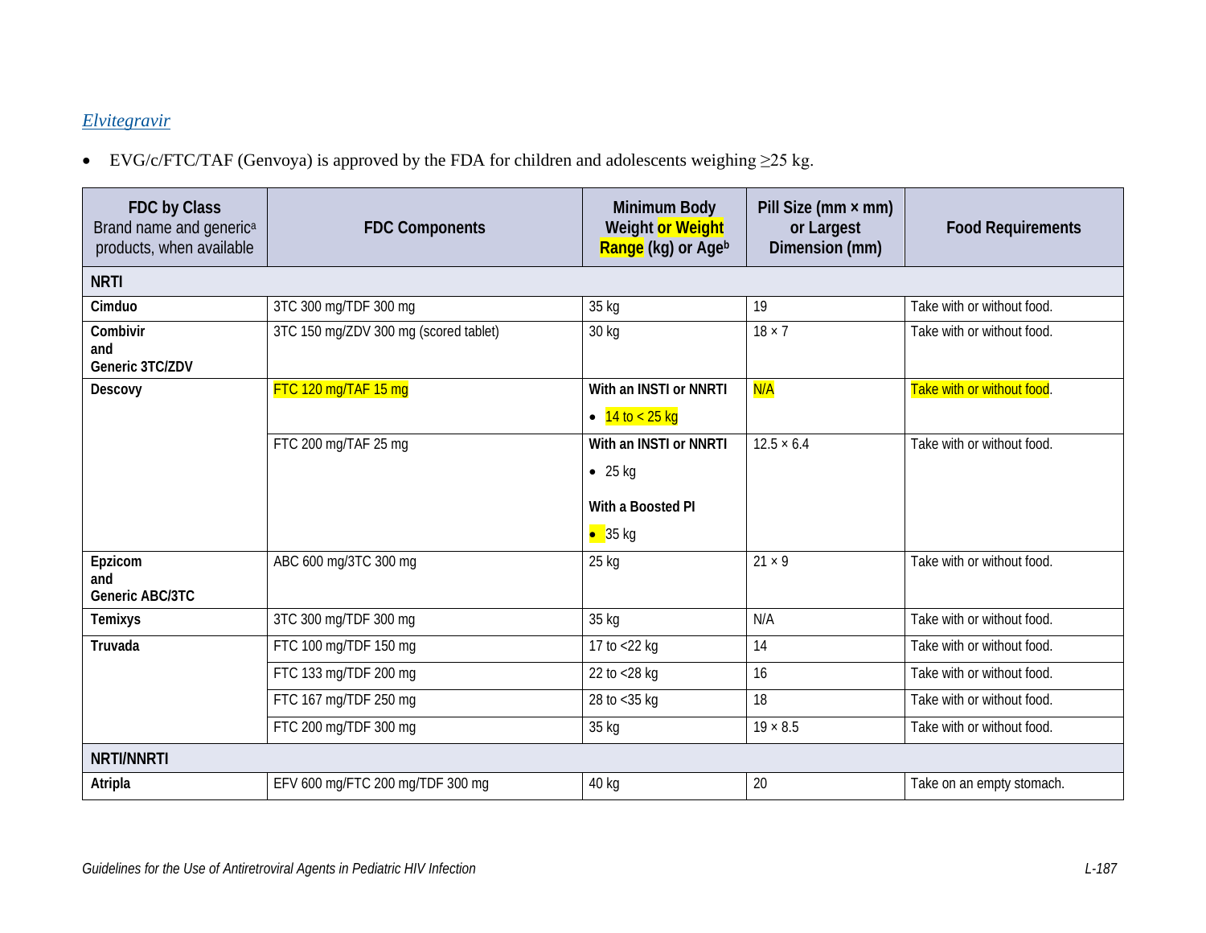[Elvitegravir](#)

- EVG/c/FTC/TAF (Genvoya) is approved by the FDA for children and adolescents weighing ≥25 kg.

| **FDC by Class** Brand name and generic[a] products, when available | **FDC Components** | **Minimum Body Weight or Weight Range (kg) or Age[b]** | **Pill Size (mm × mm) or Largest Dimension (mm)** | **Food Requirements** |
|---|---|---|---|---|
| **NRTI** | | | | |
| **Cimduo** | 3TC 300 mg/TDF 300 mg | 35 kg | 19 | Take with or without food. |
| **Combivir and Generic 3TC/ZDV** | 3TC 150 mg/ZDV 300 mg (scored tablet) | 30 kg | 18 × 7 | Take with or without food. |
| **Descovy** | FTC 120 mg/TAF 15 mg | **With an INSTI or NNRTI**<br>• 14 to < 25 kg | N/A | Take with or without food. |
| | FTC 200 mg/TAF 25 mg | **With an INSTI or NNRTI**<br>• 25 kg<br>**With a Boosted PI**<br>• 35 kg | 12.5 × 6.4 | Take with or without food. |
| **Epzicom and Generic ABC/3TC** | ABC 600 mg/3TC 300 mg | 25 kg | 21 × 9 | Take with or without food. |
| **Temixys** | 3TC 300 mg/TDF 300 mg | 35 kg | N/A | Take with or without food. |
| **Truvada** | FTC 100 mg/TDF 150 mg | 17 to <22 kg | 14 | Take with or without food. |
| | FTC 133 mg/TDF 200 mg | 22 to <28 kg | 16 | Take with or without food. |
| | FTC 167 mg/TDF 250 mg | 28 to <35 kg | 18 | Take with or without food. |
| | FTC 200 mg/TDF 300 mg | 35 kg | 19 × 8.5 | Take with or without food. |
| **NRTI/NNRTI** | | | | |
| **Atripla** | EFV 600 mg/FTC 200 mg/TDF 300 mg | 40 kg | 20 | Take on an empty stomach. |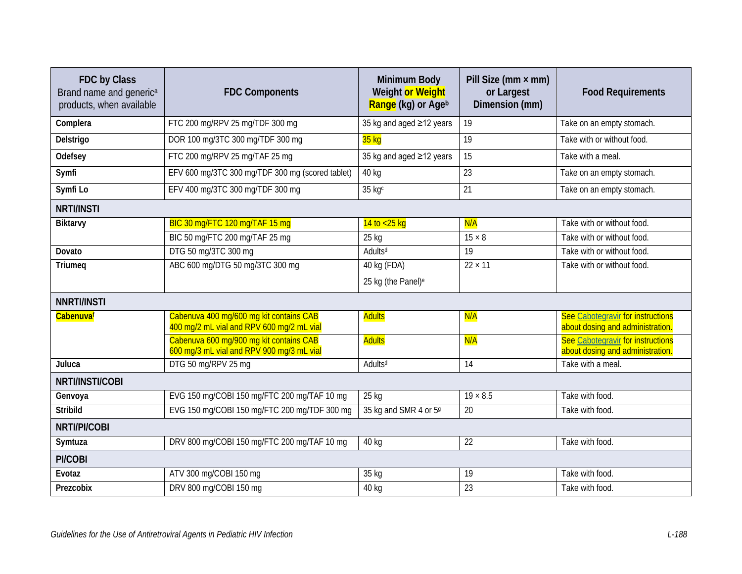| FDC by Class Brand name and generic[a] products, when available | FDC Components | Minimum Body Weight or Weight Range (kg) or Age[b] | Pill Size (mm × mm) or Largest Dimension (mm) | Food Requirements |
|---|---|---|---|---|
| **Complera** | FTC 200 mg/RPV 25 mg/TDF 300 mg | 35 kg and aged ≥12 years | 19 | Take on an empty stomach. |
| **Delstrigo** | DOR 100 mg/3TC 300 mg/TDF 300 mg | 35 kg | 19 | Take with or without food. |
| **Odefsey** | FTC 200 mg/RPV 25 mg/TAF 25 mg | 35 kg and aged ≥12 years | 15 | Take with a meal. |
| **Symfi** | EFV 600 mg/3TC 300 mg/TDF 300 mg (scored tablet) | 40 kg | 23 | Take on an empty stomach. |
| **Symfi Lo** | EFV 400 mg/3TC 300 mg/TDF 300 mg | 35 kg[c] | 21 | Take on an empty stomach. |
| **NRTI/INSTI** | | | | |
| **Biktarvy** | BIC 30 mg/FTC 120 mg/TAF 15 mg | 14 to <25 kg | N/A | Take with or without food. |
| | BIC 50 mg/FTC 200 mg/TAF 25 mg | 25 kg | 15 × 8 | Take with or without food. |
| **Dovato** | DTG 50 mg/3TC 300 mg | Adults[d] | 19 | Take with or without food. |
| **Triumeq** | ABC 600 mg/DTG 50 mg/3TC 300 mg | 40 kg (FDA)<br>25 kg (the Panel)[e] | 22 × 11 | Take with or without food. |
| **NNRTI/INSTI** | | | | |
| **Cabenuva**[f] | Cabenuva 400 mg/600 mg kit contains CAB 400 mg/2 mL vial and RPV 600 mg/2 mL vial | Adults | N/A | See Cabotegravir for instructions about dosing and administration. |
| | Cabenuva 600 mg/900 mg kit contains CAB 600 mg/3 mL vial and RPV 900 mg/3 mL vial | Adults | N/A | See Cabotegravir for instructions about dosing and administration. |
| **Juluca** | DTG 50 mg/RPV 25 mg | Adults[d] | 14 | Take with a meal. |
| **NRTI/INSTI/COBI** | | | | |
| **Genvoya** | EVG 150 mg/COBI 150 mg/FTC 200 mg/TAF 10 mg | 25 kg | 19 × 8.5 | Take with food. |
| **Stribild** | EVG 150 mg/COBI 150 mg/FTC 200 mg/TDF 300 mg | 35 kg and SMR 4 or 5[g] | 20 | Take with food. |
| **NRTI/PI/COBI** | | | | |
| **Symtuza** | DRV 800 mg/COBI 150 mg/FTC 200 mg/TAF 10 mg | 40 kg | 22 | Take with food. |
| **PI/COBI** | | | | |
| **Evotaz** | ATV 300 mg/COBI 150 mg | 35 kg | 19 | Take with food. |
| **Prezcobix** | DRV 800 mg/COBI 150 mg | 40 kg | 23 | Take with food. |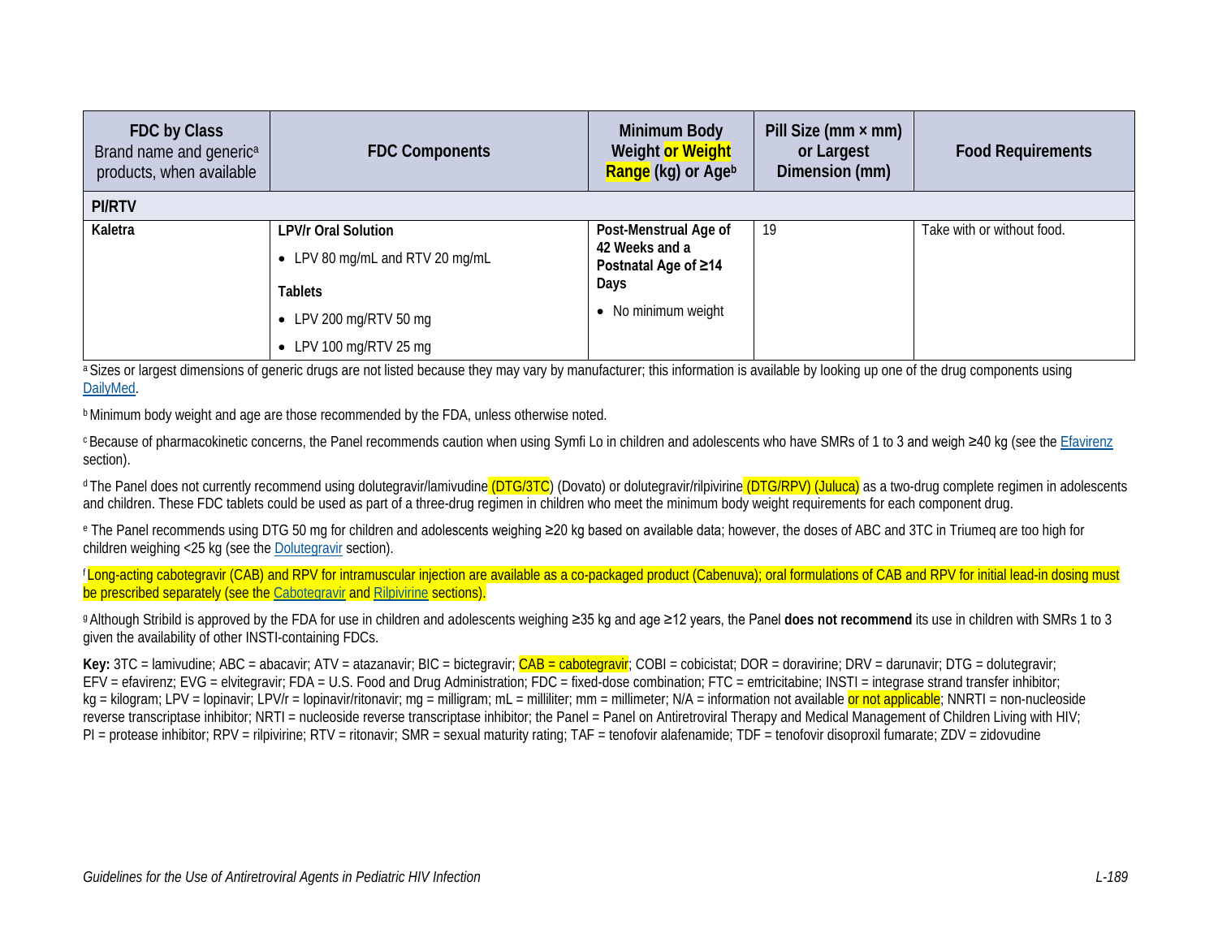| FDC by Class<br>Brand name and generic[a] products, when available | FDC Components | Minimum Body Weight or Weight Range (kg) or Age[b] | Pill Size (mm × mm) or Largest Dimension (mm) | Food Requirements |
|---|---|---|---|---|
| **PI/RTV** | | | | |
| **Kaletra** | **LPV/r Oral Solution**<br>• LPV 80 mg/mL and RTV 20 mg/mL<br>**Tablets**<br>• LPV 200 mg/RTV 50 mg<br>• LPV 100 mg/RTV 25 mg | **Post-Menstrual Age of 42 Weeks and a Postnatal Age of ≥14 Days**<br>• No minimum weight | 19 | Take with or without food. |

[a] Sizes or largest dimensions of generic drugs are not listed because they may vary by manufacturer; this information is available by looking up one of the drug components using DailyMed.

[b] Minimum body weight and age are those recommended by the FDA, unless otherwise noted.

[c] Because of pharmacokinetic concerns, the Panel recommends caution when using Symfi Lo in children and adolescents who have SMRs of 1 to 3 and weigh ≥40 kg (see the Efavirenz section).

[d] The Panel does not currently recommend using dolutegravir/lamivudine (DTG/3TC) (Dovato) or dolutegravir/rilpivirine (DTG/RPV) (Juluca) as a two-drug complete regimen in adolescents and children. These FDC tablets could be used as part of a three-drug regimen in children who meet the minimum body weight requirements for each component drug.

[e] The Panel recommends using DTG 50 mg for children and adolescents weighing ≥20 kg based on available data; however, the doses of ABC and 3TC in Triumeq are too high for children weighing <25 kg (see the Dolutegravir section).

[f] Long-acting cabotegravir (CAB) and RPV for intramuscular injection are available as a co-packaged product (Cabenuva); oral formulations of CAB and RPV for initial lead-in dosing must be prescribed separately (see the Cabotegravir and Rilpivirine sections).

[g] Although Stribild is approved by the FDA for use in children and adolescents weighing ≥35 kg and age ≥12 years, the Panel **does not recommend** its use in children with SMRs 1 to 3 given the availability of other INSTI-containing FDCs.

**Key:** 3TC = lamivudine; ABC = abacavir; ATV = atazanavir; BIC = bictegravir; CAB = cabotegravir; COBI = cobicistat; DOR = doravirine; DRV = darunavir; DTG = dolutegravir; EFV = efavirenz; EVG = elvitegravir; FDA = U.S. Food and Drug Administration; FDC = fixed-dose combination; FTC = emtricitabine; INSTI = integrase strand transfer inhibitor; kg = kilogram; LPV = lopinavir; LPV/r = lopinavir/ritonavir; mg = milligram; mL = milliliter; mm = millimeter; N/A = information not available or not applicable; NNRTI = non-nucleoside reverse transcriptase inhibitor; NRTI = nucleoside reverse transcriptase inhibitor; the Panel = Panel on Antiretroviral Therapy and Medical Management of Children Living with HIV; PI = protease inhibitor; RPV = rilpivirine; RTV = ritonavir; SMR = sexual maturity rating; TAF = tenofovir alafenamide; TDF = tenofovir disoproxil fumarate; ZDV = zidovudine